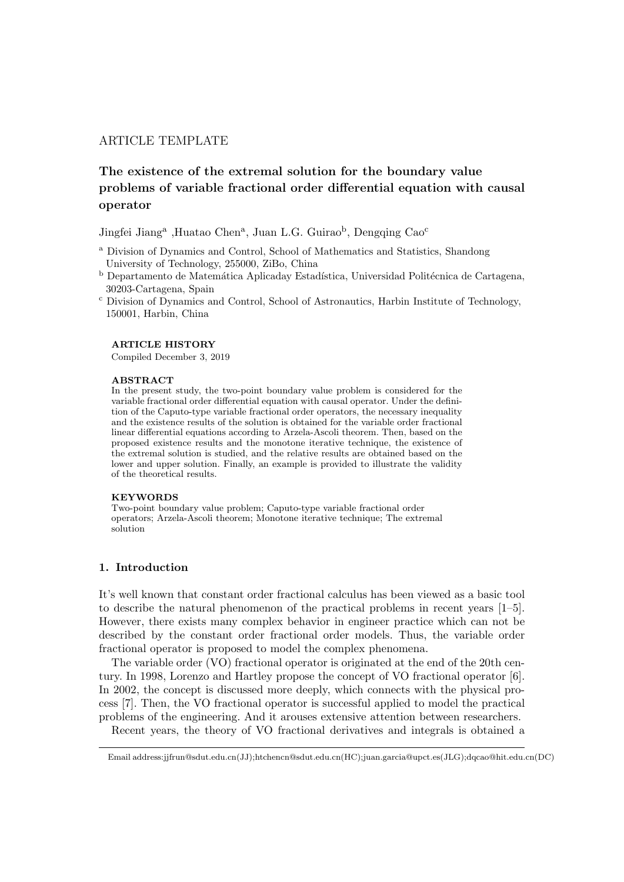ARTICLE TEMPLATE

# The existence of the extremal solution for the boundary value problems of variable fractional order differential equation with causal operator

Jingfei Jiang[a] ,Huatao Chen[a], Juan L.G. Guirao[b], Dengqing Cao[c]

[a] Division of Dynamics and Control, School of Mathematics and Statistics, Shandong University of Technology, 255000, ZiBo, China

[b] Departamento de Matemática Aplicaday Estadística, Universidad Politécnica de Cartagena, 30203-Cartagena, Spain

[c] Division of Dynamics and Control, School of Astronautics, Harbin Institute of Technology, 150001, Harbin, China

**ARTICLE HISTORY**

Compiled December 3, 2019

**ABSTRACT**

In the present study, the two-point boundary value problem is considered for the variable fractional order differential equation with causal operator. Under the definition of the Caputo-type variable fractional order operators, the necessary inequality and the existence results of the solution is obtained for the variable order fractional linear differential equations according to Arzela-Ascoli theorem. Then, based on the proposed existence results and the monotone iterative technique, the existence of the extremal solution is studied, and the relative results are obtained based on the lower and upper solution. Finally, an example is provided to illustrate the validity of the theoretical results.

**KEYWORDS**

Two-point boundary value problem; Caputo-type variable fractional order operators; Arzela-Ascoli theorem; Monotone iterative technique; The extremal solution

## 1. Introduction

It's well known that constant order fractional calculus has been viewed as a basic tool to describe the natural phenomenon of the practical problems in recent years [1–5]. However, there exists many complex behavior in engineer practice which can not be described by the constant order fractional order models. Thus, the variable order fractional operator is proposed to model the complex phenomena.

The variable order (VO) fractional operator is originated at the end of the 20th century. In 1998, Lorenzo and Hartley propose the concept of VO fractional operator [6]. In 2002, the concept is discussed more deeply, which connects with the physical process [7]. Then, the VO fractional operator is successful applied to model the practical problems of the engineering. And it arouses extensive attention between researchers.

Recent years, the theory of VO fractional derivatives and integrals is obtained a

Email address:jjfrun@sdut.edu.cn(JJ);htchencn@sdut.edu.cn(HC);juan.garcia@upct.es(JLG);dqcao@hit.edu.cn(DC)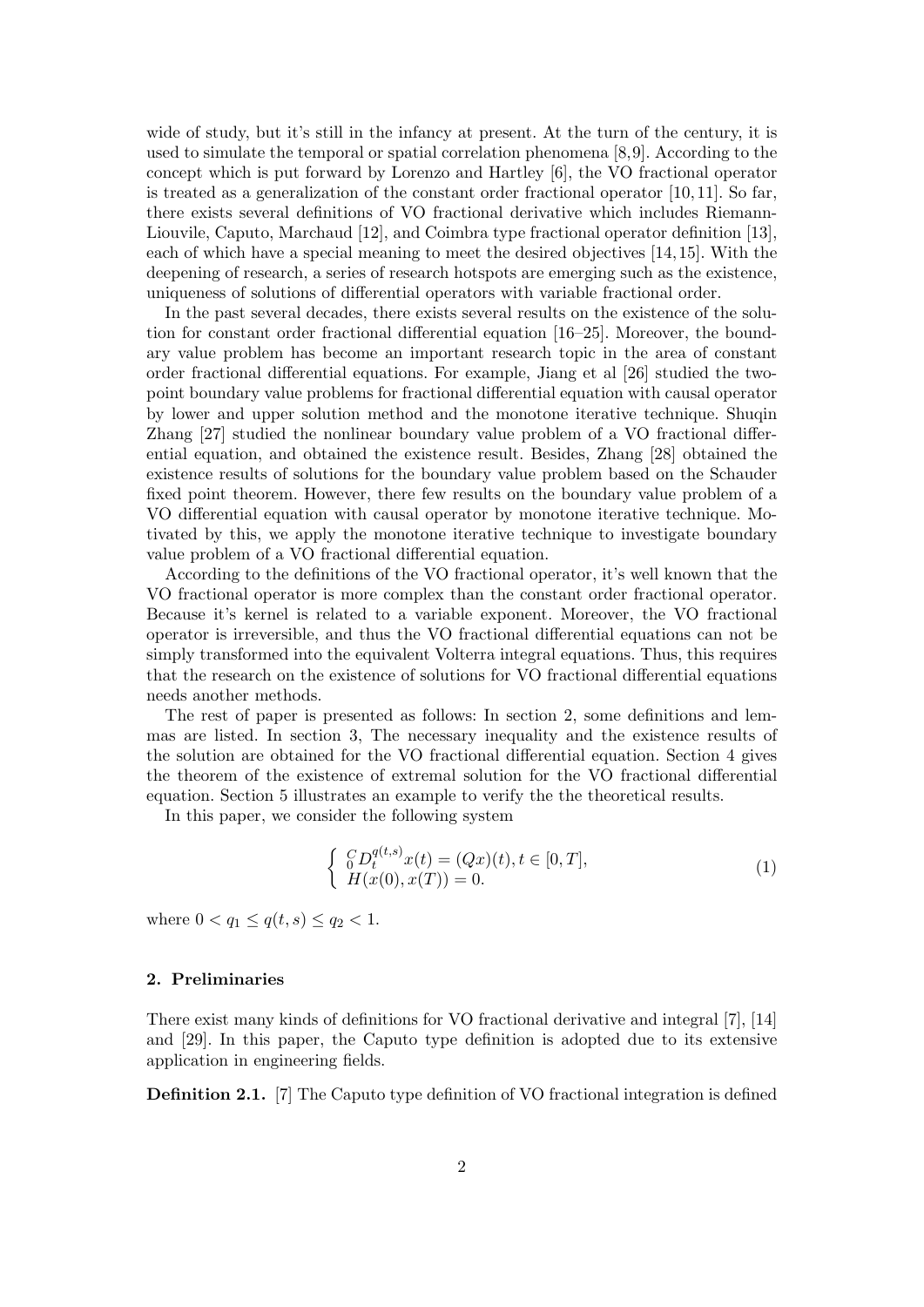wide of study, but it's still in the infancy at present. At the turn of the century, it is used to simulate the temporal or spatial correlation phenomena [8,9]. According to the concept which is put forward by Lorenzo and Hartley [6], the VO fractional operator is treated as a generalization of the constant order fractional operator [10, 11]. So far, there exists several definitions of VO fractional derivative which includes Riemann-Liouvile, Caputo, Marchaud [12], and Coimbra type fractional operator definition [13], each of which have a special meaning to meet the desired objectives [14, 15]. With the deepening of research, a series of research hotspots are emerging such as the existence, uniqueness of solutions of differential operators with variable fractional order.

In the past several decades, there exists several results on the existence of the solution for constant order fractional differential equation [16–25]. Moreover, the boundary value problem has become an important research topic in the area of constant order fractional differential equations. For example, Jiang et al [26] studied the two-point boundary value problems for fractional differential equation with causal operator by lower and upper solution method and the monotone iterative technique. Shuqin Zhang [27] studied the nonlinear boundary value problem of a VO fractional differential equation, and obtained the existence result. Besides, Zhang [28] obtained the existence results of solutions for the boundary value problem based on the Schauder fixed point theorem. However, there few results on the boundary value problem of a VO differential equation with causal operator by monotone iterative technique. Motivated by this, we apply the monotone iterative technique to investigate boundary value problem of a VO fractional differential equation.

According to the definitions of the VO fractional operator, it's well known that the VO fractional operator is more complex than the constant order fractional operator. Because it's kernel is related to a variable exponent. Moreover, the VO fractional operator is irreversible, and thus the VO fractional differential equations can not be simply transformed into the equivalent Volterra integral equations. Thus, this requires that the research on the existence of solutions for VO fractional differential equations needs another methods.

The rest of paper is presented as follows: In section 2, some definitions and lemmas are listed. In section 3, The necessary inequality and the existence results of the solution are obtained for the VO fractional differential equation. Section 4 gives the theorem of the existence of extremal solution for the VO fractional differential equation. Section 5 illustrates an example to verify the the theoretical results.

In this paper, we consider the following system

$$\begin{cases} {}_{0}^{C}D_{t}^{q(t,s)}x(t) = (Qx)(t), t \in [0,T], \\ H(x(0), x(T)) = 0. \end{cases} \tag{1}$$

where $0 < q_1 \leq q(t,s) \leq q_2 < 1$.

## 2. Preliminaries

There exist many kinds of definitions for VO fractional derivative and integral [7], [14] and [29]. In this paper, the Caputo type definition is adopted due to its extensive application in engineering fields.

**Definition 2.1.** [7] The Caputo type definition of VO fractional integration is defined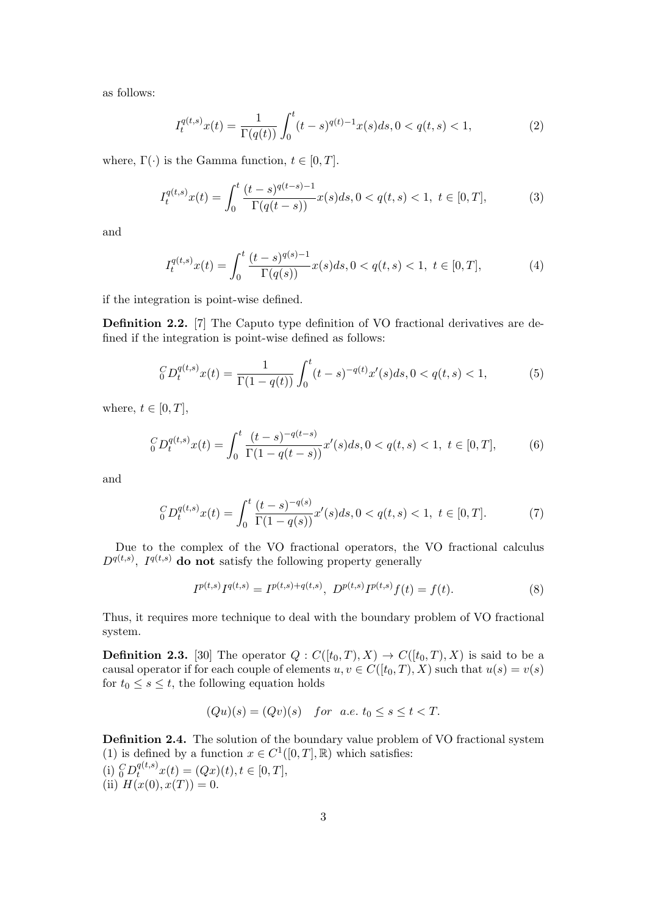as follows:

$$I_t^{q(t,s)}x(t) = \frac{1}{\Gamma(q(t))}\int_0^t (t-s)^{q(t)-1}x(s)ds, 0 < q(t,s) < 1, \tag{2}$$

where, $\Gamma(\cdot)$ is the Gamma function, $t \in [0,T]$.

$$I_t^{q(t,s)}x(t) = \int_0^t \frac{(t-s)^{q(t-s)-1}}{\Gamma(q(t-s))}x(s)ds, 0 < q(t,s) < 1,\ t \in [0,T], \tag{3}$$

and

$$I_t^{q(t,s)}x(t) = \int_0^t \frac{(t-s)^{q(s)-1}}{\Gamma(q(s))}x(s)ds, 0 < q(t,s) < 1,\ t \in [0,T], \tag{4}$$

if the integration is point-wise defined.

**Definition 2.2.** [7] The Caputo type definition of VO fractional derivatives are defined if the integration is point-wise defined as follows:

$${}_0^C D_t^{q(t,s)}x(t) = \frac{1}{\Gamma(1-q(t))}\int_0^t (t-s)^{-q(t)}x'(s)ds, 0 < q(t,s) < 1, \tag{5}$$

where, $t \in [0,T]$,

$${}_0^C D_t^{q(t,s)}x(t) = \int_0^t \frac{(t-s)^{-q(t-s)}}{\Gamma(1-q(t-s))}x'(s)ds, 0 < q(t,s) < 1,\ t \in [0,T], \tag{6}$$

and

$${}_0^C D_t^{q(t,s)}x(t) = \int_0^t \frac{(t-s)^{-q(s)}}{\Gamma(1-q(s))}x'(s)ds, 0 < q(t,s) < 1,\ t \in [0,T]. \tag{7}$$

Due to the complex of the VO fractional operators, the VO fractional calculus $D^{q(t,s)}$, $I^{q(t,s)}$ **do not** satisfy the following property generally

$$I^{p(t,s)}I^{q(t,s)} = I^{p(t,s)+q(t,s)},\ D^{p(t,s)}I^{p(t,s)}f(t) = f(t). \tag{8}$$

Thus, it requires more technique to deal with the boundary problem of VO fractional system.

**Definition 2.3.** [30] The operator $Q : C([t_0,T),X) \to C([t_0,T),X)$ is said to be a causal operator if for each couple of elements $u, v \in C([t_0,T),X)$ such that $u(s) = v(s)$ for $t_0 \le s \le t$, the following equation holds

$$(Qu)(s) = (Qv)(s) \quad for \ \ a.e.\ t_0 \le s \le t < T.$$

**Definition 2.4.** The solution of the boundary value problem of VO fractional system (1) is defined by a function $x \in C^1([0,T],\mathbb{R})$ which satisfies:
(i) ${}_0^C D_t^{q(t,s)}x(t) = (Qx)(t), t \in [0,T]$,
(ii) $H(x(0), x(T)) = 0$.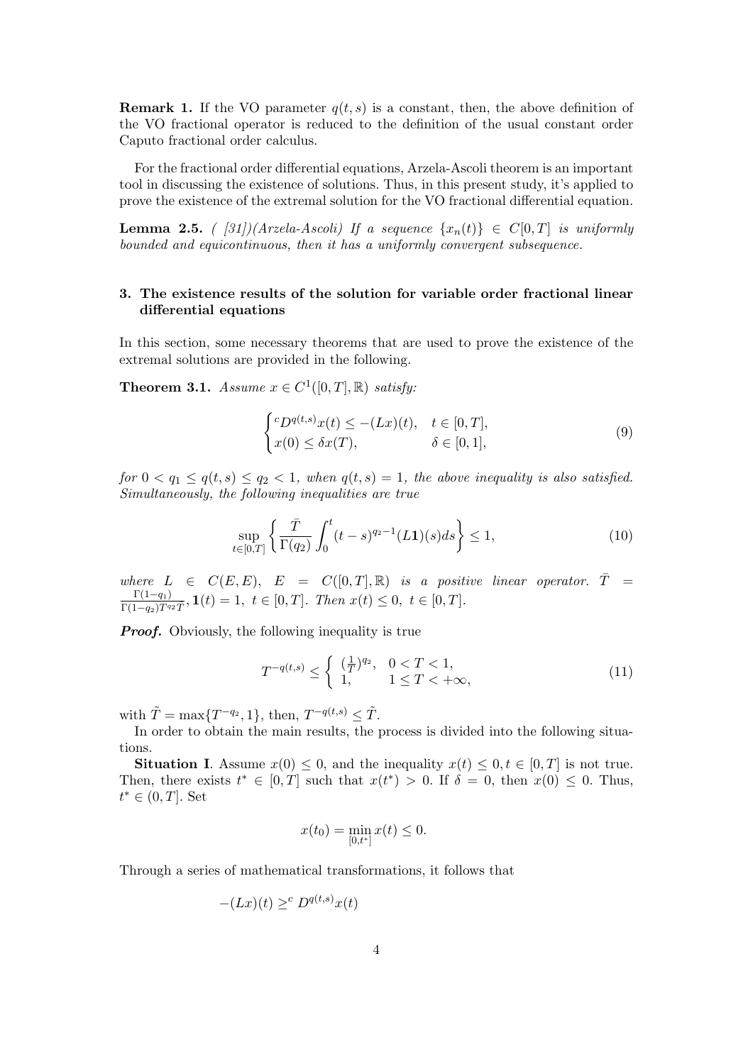**Remark 1.** If the VO parameter $q(t,s)$ is a constant, then, the above definition of the VO fractional operator is reduced to the definition of the usual constant order Caputo fractional order calculus.

For the fractional order differential equations, Arzela-Ascoli theorem is an important tool in discussing the existence of solutions. Thus, in this present study, it's applied to prove the existence of the extremal solution for the VO fractional differential equation.

**Lemma 2.5.** *( [31])(Arzela-Ascoli) If a sequence $\{x_n(t)\} \in C[0,T]$ is uniformly bounded and equicontinuous, then it has a uniformly convergent subsequence.*

## 3. The existence results of the solution for variable order fractional linear differential equations

In this section, some necessary theorems that are used to prove the existence of the extremal solutions are provided in the following.

**Theorem 3.1.** *Assume $x \in C^1([0,T],\mathbb{R})$ satisfy:*

$$\begin{cases} {}^cD^{q(t,s)}x(t) \leq -(Lx)(t), & t \in [0,T], \\ x(0) \leq \delta x(T), & \delta \in [0,1], \end{cases} \tag{9}$$

*for $0 < q_1 \leq q(t,s) \leq q_2 < 1$, when $q(t,s) = 1$, the above inequality is also satisfied. Simultaneously, the following inequalities are true*

$$\sup_{t\in[0,T]} \left\{ \frac{\bar{T}}{\Gamma(q_2)} \int_0^t (t-s)^{q_2-1}(L\mathbf{1})(s)ds \right\} \leq 1, \tag{10}$$

*where $L \in C(E,E)$, $E = C([0,T],\mathbb{R})$ is a positive linear operator. $\bar{T} = \frac{\Gamma(1-q_1)}{\Gamma(1-q_2)T^{q_2}\tilde{T}}$, $\mathbf{1}(t) = 1,\ t \in [0,T]$. Then $x(t) \leq 0,\ t \in [0,T]$.*

***Proof.*** Obviously, the following inequality is true

$$T^{-q(t,s)} \leq \left\{ \begin{array}{ll} (\frac{1}{T})^{q_2}, & 0 < T < 1, \\ 1, & 1 \leq T < +\infty, \end{array} \right. \tag{11}$$

with $\tilde{T} = \max\{T^{-q_2}, 1\}$, then, $T^{-q(t,s)} \leq \tilde{T}$.

In order to obtain the main results, the process is divided into the following situations.

**Situation I**. Assume $x(0) \leq 0$, and the inequality $x(t) \leq 0, t \in [0,T]$ is not true. Then, there exists $t^* \in [0,T]$ such that $x(t^*) > 0$. If $\delta = 0$, then $x(0) \leq 0$. Thus, $t^* \in (0,T]$. Set

$$x(t_0) = \min_{[0,t^*]} x(t) \leq 0.$$

Through a series of mathematical transformations, it follows that

$$-(Lx)(t) \geq {}^c D^{q(t,s)}x(t)$$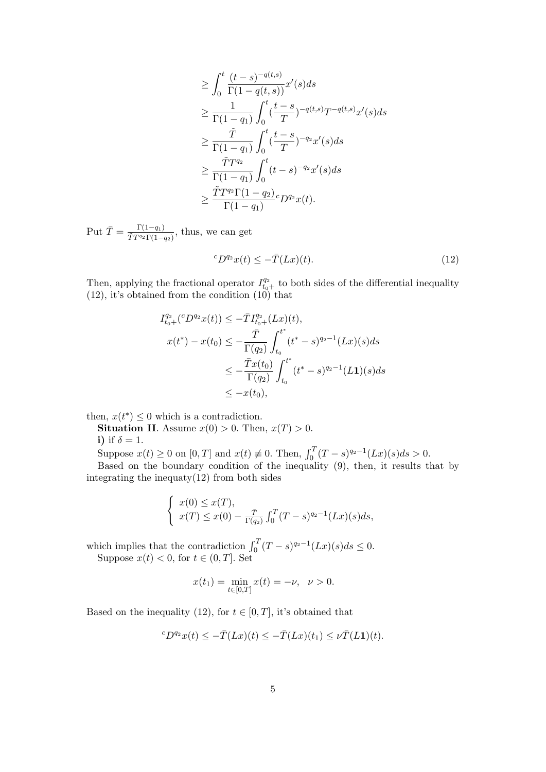$$
\begin{aligned}
&\geq \int_0^t \frac{(t-s)^{-q(t,s)}}{\Gamma(1-q(t,s))} x'(s) ds \\
&\geq \frac{1}{\Gamma(1-q_1)} \int_0^t (\frac{t-s}{T})^{-q(t,s)} T^{-q(t,s)} x'(s) ds \\
&\geq \frac{\tilde{T}}{\Gamma(1-q_1)} \int_0^t (\frac{t-s}{T})^{-q_2} x'(s) ds \\
&\geq \frac{\tilde{T} T^{q_2}}{\Gamma(1-q_1)} \int_0^t (t-s)^{-q_2} x'(s) ds \\
&\geq \frac{\tilde{T} T^{q_2} \Gamma(1-q_2)}{\Gamma(1-q_1)} {}^c D^{q_2} x(t).
\end{aligned}
$$

Put $\bar{T} = \frac{\Gamma(1-q_1)}{\tilde{T} T^{q_2} \Gamma(1-q_2)}$, thus, we can get

$$
{}^c D^{q_2} x(t) \leq -\bar{T}(Lx)(t). \tag{12}
$$

Then, applying the fractional operator $I_{t_0+}^{q_2}$ to both sides of the differential inequality (12), it's obtained from the condition (10) that

$$
\begin{aligned}
I_{t_0+}^{q_2}({}^c D^{q_2} x(t)) &\leq -\bar{T} I_{t_0+}^{q_2}(Lx)(t), \\
x(t^*) - x(t_0) &\leq -\frac{\bar{T}}{\Gamma(q_2)} \int_{t_0}^{t^*} (t^*-s)^{q_2-1} (Lx)(s) ds \\
&\leq -\frac{\bar{T} x(t_0)}{\Gamma(q_2)} \int_{t_0}^{t^*} (t^*-s)^{q_2-1} (L\mathbf{1})(s) ds \\
&\leq -x(t_0),
\end{aligned}
$$

then, $x(t^*) \leq 0$ which is a contradiction.

**Situation II**. Assume $x(0) > 0$. Then, $x(T) > 0$.

**i)** if $\delta = 1$.

Suppose $x(t) \geq 0$ on $[0, T]$ and $x(t) \not\equiv 0$. Then, $\int_0^T (T-s)^{q_2-1}(Lx)(s)ds > 0$.

Based on the boundary condition of the inequality (9), then, it results that by integrating the inequaty(12) from both sides

$$
\begin{cases}
x(0) \leq x(T), \\
x(T) \leq x(0) - \frac{\bar{T}}{\Gamma(q_2)} \int_0^T (T-s)^{q_2-1} (Lx)(s) ds,
\end{cases}
$$

which implies that the contradiction $\int_0^T (T-s)^{q_2-1}(Lx)(s)ds \leq 0$.

Suppose $x(t) < 0$, for $t \in (0, T]$. Set

$$
x(t_1) = \min_{t \in [0,T]} x(t) = -\nu, \quad \nu > 0.
$$

Based on the inequality (12), for $t \in [0, T]$, it's obtained that

$$
{}^c D^{q_2} x(t) \leq -\bar{T}(Lx)(t) \leq -\bar{T}(Lx)(t_1) \leq \nu \bar{T}(L\mathbf{1})(t).
$$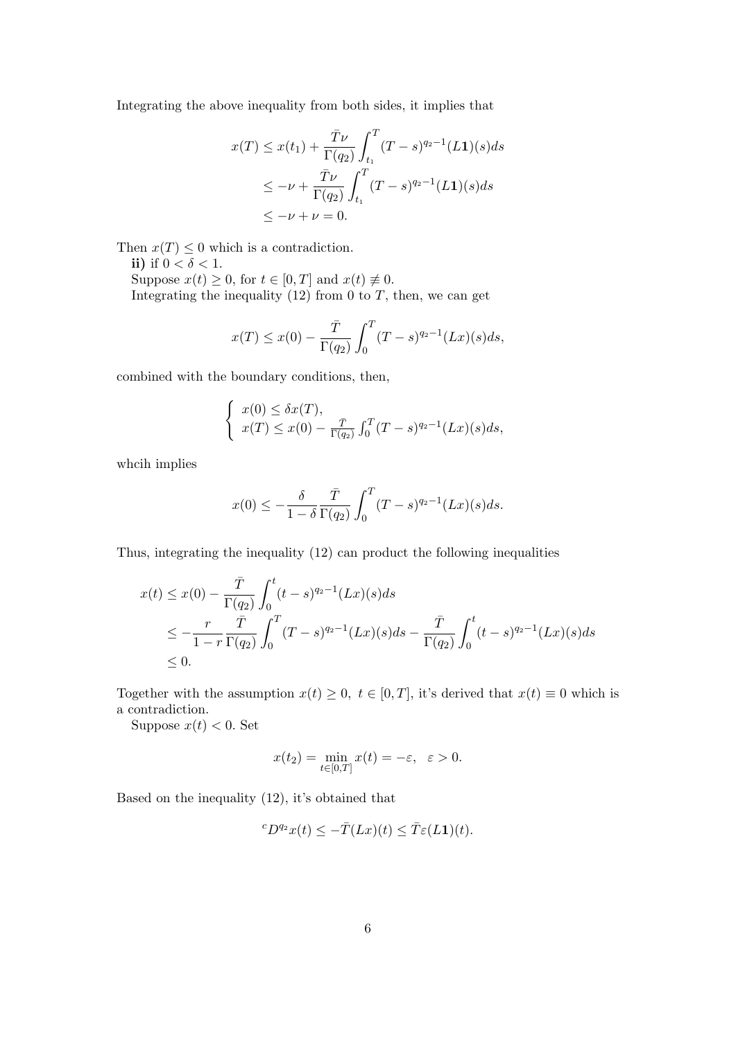Integrating the above inequality from both sides, it implies that

$$
\begin{aligned}
x(T) &\leq x(t_1) + \frac{\bar{T}\nu}{\Gamma(q_2)} \int_{t_1}^{T} (T-s)^{q_2-1} (L\mathbf{1})(s) ds \\
&\leq -\nu + \frac{\bar{T}\nu}{\Gamma(q_2)} \int_{t_1}^{T} (T-s)^{q_2-1} (L\mathbf{1})(s) ds \\
&\leq -\nu + \nu = 0.
\end{aligned}
$$

Then $x(T) \leq 0$ which is a contradiction.

**ii)** if $0 < \delta < 1$.

Suppose $x(t) \geq 0$, for $t \in [0,T]$ and $x(t) \not\equiv 0$.

Integrating the inequality (12) from 0 to $T$, then, we can get

$$
x(T) \leq x(0) - \frac{\bar{T}}{\Gamma(q_2)} \int_0^T (T-s)^{q_2-1} (Lx)(s) ds,
$$

combined with the boundary conditions, then,

$$
\begin{cases}
x(0) \leq \delta x(T), \\
x(T) \leq x(0) - \frac{\bar{T}}{\Gamma(q_2)} \int_0^T (T-s)^{q_2-1} (Lx)(s) ds,
\end{cases}
$$

whcih implies

$$
x(0) \leq -\frac{\delta}{1-\delta} \frac{\bar{T}}{\Gamma(q_2)} \int_0^T (T-s)^{q_2-1} (Lx)(s) ds.
$$

Thus, integrating the inequality (12) can product the following inequalities

$$
\begin{aligned}
x(t) &\leq x(0) - \frac{\bar{T}}{\Gamma(q_2)} \int_0^t (t-s)^{q_2-1} (Lx)(s) ds \\
&\leq -\frac{r}{1-r} \frac{\bar{T}}{\Gamma(q_2)} \int_0^T (T-s)^{q_2-1} (Lx)(s) ds - \frac{\bar{T}}{\Gamma(q_2)} \int_0^t (t-s)^{q_2-1} (Lx)(s) ds \\
&\leq 0.
\end{aligned}
$$

Together with the assumption $x(t) \geq 0, \ t \in [0,T]$, it's derived that $x(t) \equiv 0$ which is a contradiction.

Suppose $x(t) < 0$. Set

$$
x(t_2) = \min_{t \in [0,T]} x(t) = -\varepsilon, \quad \varepsilon > 0.
$$

Based on the inequality (12), it's obtained that

$$
{}^cD^{q_2} x(t) \leq -\bar{T}(Lx)(t) \leq \bar{T}\varepsilon (L\mathbf{1})(t).
$$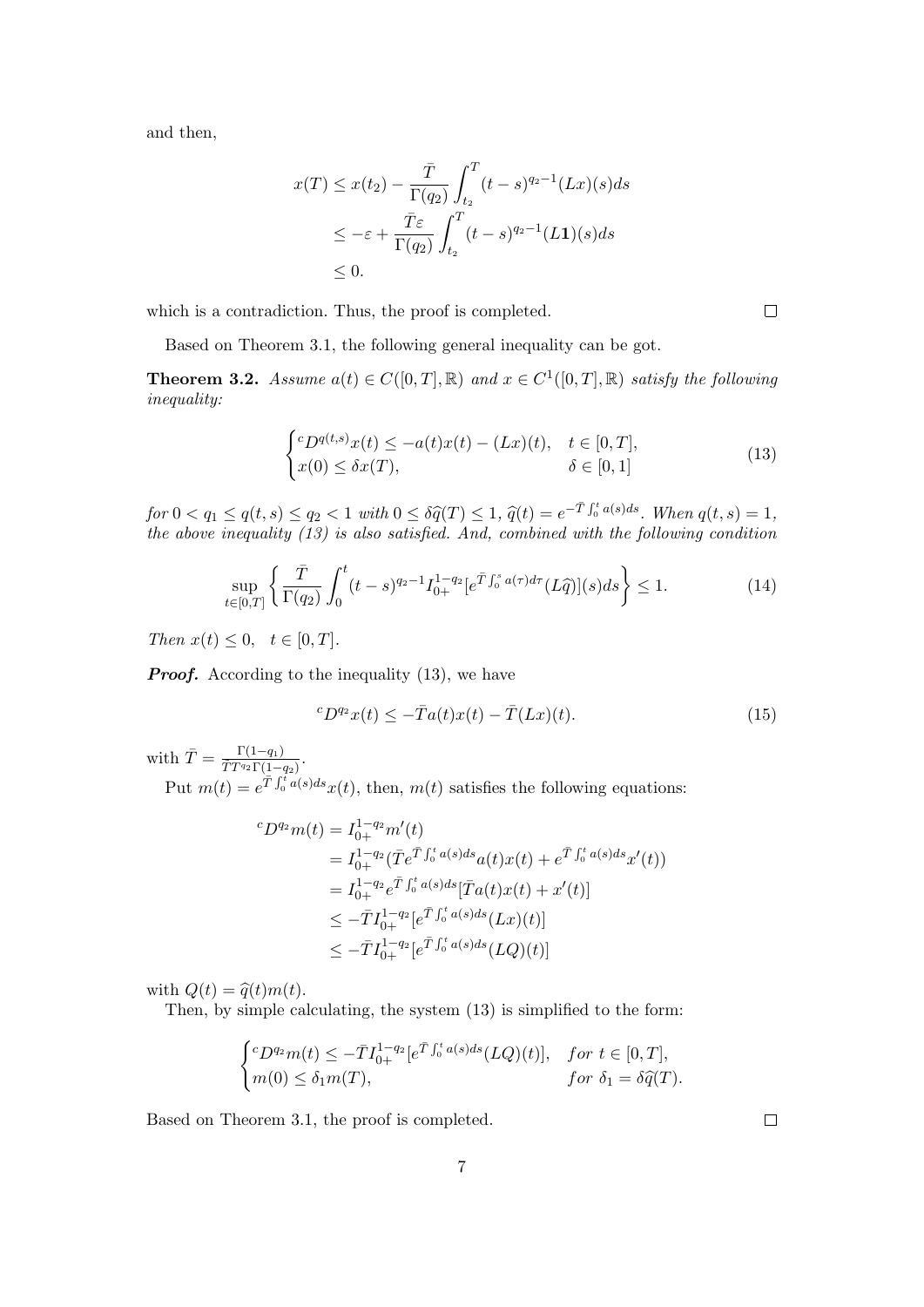and then,

$$
\begin{aligned}
x(T) &\le x(t_2) - \frac{\bar{T}}{\Gamma(q_2)}\int_{t_2}^{T}(t-s)^{q_2-1}(Lx)(s)ds \\
&\le -\varepsilon + \frac{\bar{T}\varepsilon}{\Gamma(q_2)}\int_{t_2}^{T}(t-s)^{q_2-1}(L\mathbf{1})(s)ds \\
&\le 0.
\end{aligned}
$$

which is a contradiction. Thus, the proof is completed. $\square$

Based on Theorem 3.1, the following general inequality can be got.

**Theorem 3.2.** *Assume $a(t) \in C([0,T],\mathbb{R})$ and $x \in C^1([0,T],\mathbb{R})$ satisfy the following inequality:*

$$
\begin{cases}
{}^{c}D^{q(t,s)}x(t) \le -a(t)x(t) - (Lx)(t), & t \in [0,T], \\
x(0) \le \delta x(T), & \delta \in [0,1]
\end{cases}
\tag{13}
$$

*for $0 < q_1 \le q(t,s) \le q_2 < 1$ with $0 \le \delta\widehat{q}(T) \le 1$, $\widehat{q}(t) = e^{-\bar{T}\int_0^t a(s)ds}$. When $q(t,s) = 1$, the above inequality (13) is also satisfied. And, combined with the following condition*

$$
\sup_{t\in[0,T]}\left\{\frac{\bar{T}}{\Gamma(q_2)}\int_0^t (t-s)^{q_2-1} I_{0+}^{1-q_2}[e^{\bar{T}\int_0^s a(\tau)d\tau}(L\widehat{q})](s)ds\right\} \le 1. \tag{14}
$$

*Then $x(t) \le 0, \quad t \in [0,T]$.*

***Proof.*** According to the inequality (13), we have

$$
{}^{c}D^{q_2}x(t) \le -\bar{T}a(t)x(t) - \bar{T}(Lx)(t). \tag{15}
$$

with $\bar{T} = \frac{\Gamma(1-q_1)}{\bar{T}T^{q_2}\Gamma(1-q_2)}$.

Put $m(t) = e^{\bar{T}\int_0^t a(s)ds}x(t)$, then, $m(t)$ satisfies the following equations:

$$
\begin{aligned}
{}^{c}D^{q_2}m(t) &= I_{0+}^{1-q_2}m'(t) \\
&= I_{0+}^{1-q_2}(\bar{T}e^{\bar{T}\int_0^t a(s)ds}a(t)x(t) + e^{\bar{T}\int_0^t a(s)ds}x'(t)) \\
&= I_{0+}^{1-q_2}e^{\bar{T}\int_0^t a(s)ds}[\bar{T}a(t)x(t) + x'(t)] \\
&\le -\bar{T}I_{0+}^{1-q_2}[e^{\bar{T}\int_0^t a(s)ds}(Lx)(t)] \\
&\le -\bar{T}I_{0+}^{1-q_2}[e^{\bar{T}\int_0^t a(s)ds}(LQ)(t)]
\end{aligned}
$$

with $Q(t) = \widehat{q}(t)m(t)$.

Then, by simple calculating, the system (13) is simplified to the form:

$$
\begin{cases}
{}^{c}D^{q_2}m(t) \le -\bar{T}I_{0+}^{1-q_2}[e^{\bar{T}\int_0^t a(s)ds}(LQ)(t)], & for\ t \in [0,T], \\
m(0) \le \delta_1 m(T), & for\ \delta_1 = \delta\widehat{q}(T).
\end{cases}
$$

Based on Theorem 3.1, the proof is completed. $\square$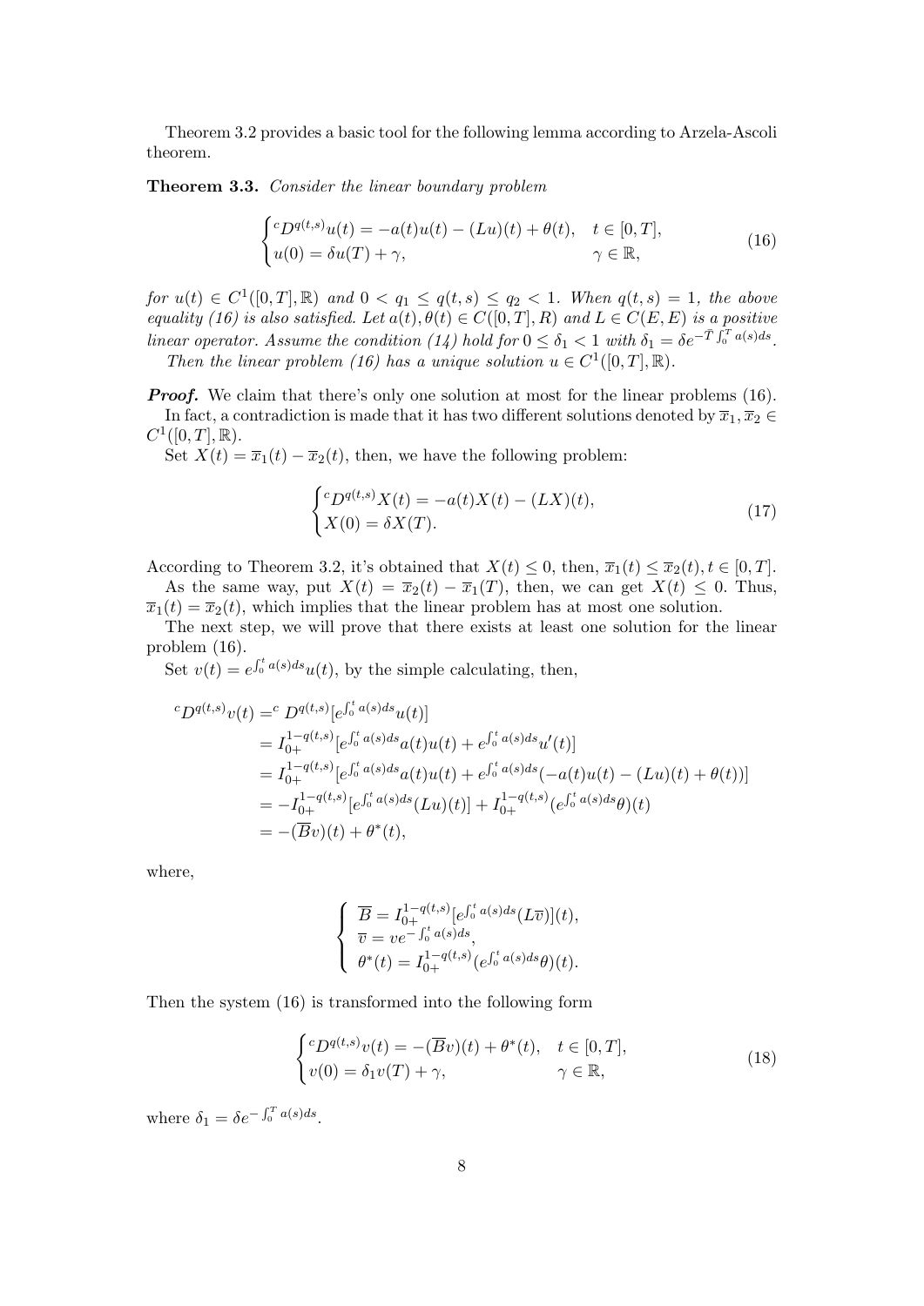Theorem 3.2 provides a basic tool for the following lemma according to Arzela-Ascoli theorem.

**Theorem 3.3.** *Consider the linear boundary problem*

$$\begin{cases} {}^cD^{q(t,s)}u(t) = -a(t)u(t) - (Lu)(t) + \theta(t), & t \in [0,T], \\ u(0) = \delta u(T) + \gamma, & \gamma \in \mathbb{R}, \end{cases} \tag{16}$$

*for $u(t) \in C^1([0,T],\mathbb{R})$ and $0 < q_1 \leq q(t,s) \leq q_2 < 1$. When $q(t,s) = 1$, the above equality (16) is also satisfied. Let $a(t), \theta(t) \in C([0,T],R)$ and $L \in C(E,E)$ is a positive linear operator. Assume the condition (14) hold for $0 \leq \delta_1 < 1$ with $\delta_1 = \delta e^{-\overline{T}\int_0^T a(s)ds}$.*

*Then the linear problem (16) has a unique solution $u \in C^1([0,T],\mathbb{R})$.*

***Proof.*** We claim that there's only one solution at most for the linear problems (16).

In fact, a contradiction is made that it has two different solutions denoted by $\overline{x}_1, \overline{x}_2 \in C^1([0,T],\mathbb{R})$.

Set $X(t) = \overline{x}_1(t) - \overline{x}_2(t)$, then, we have the following problem:

$$\begin{cases} {}^cD^{q(t,s)}X(t) = -a(t)X(t) - (LX)(t), \\ X(0) = \delta X(T). \end{cases} \tag{17}$$

According to Theorem 3.2, it's obtained that $X(t) \leq 0$, then, $\overline{x}_1(t) \leq \overline{x}_2(t), t \in [0,T]$.

As the same way, put $X(t) = \overline{x}_2(t) - \overline{x}_1(T)$, then, we can get $X(t) \leq 0$. Thus, $\overline{x}_1(t) = \overline{x}_2(t)$, which implies that the linear problem has at most one solution.

The next step, we will prove that there exists at least one solution for the linear problem (16).

Set $v(t) = e^{\int_0^t a(s)ds}u(t)$, by the simple calculating, then,

$$\begin{aligned}
{}^cD^{q(t,s)}v(t) &= {}^c D^{q(t,s)}[e^{\int_0^t a(s)ds}u(t)] \\
&= I_{0+}^{1-q(t,s)}[e^{\int_0^t a(s)ds}a(t)u(t) + e^{\int_0^t a(s)ds}u'(t)] \\
&= I_{0+}^{1-q(t,s)}[e^{\int_0^t a(s)ds}a(t)u(t) + e^{\int_0^t a(s)ds}(-a(t)u(t) - (Lu)(t) + \theta(t))] \\
&= -I_{0+}^{1-q(t,s)}[e^{\int_0^t a(s)ds}(Lu)(t)] + I_{0+}^{1-q(t,s)}(e^{\int_0^t a(s)ds}\theta)(t) \\
&= -(\overline{B}v)(t) + \theta^*(t),
\end{aligned}$$

where,

$$\begin{cases} \overline{B} = I_{0+}^{1-q(t,s)}[e^{\int_0^t a(s)ds}(L\overline{v})](t), \\ \overline{v} = ve^{-\int_0^t a(s)ds}, \\ \theta^*(t) = I_{0+}^{1-q(t,s)}(e^{\int_0^t a(s)ds}\theta)(t). \end{cases}$$

Then the system (16) is transformed into the following form

$$\begin{cases} {}^cD^{q(t,s)}v(t) = -(\overline{B}v)(t) + \theta^*(t), & t \in [0,T], \\ v(0) = \delta_1 v(T) + \gamma, & \gamma \in \mathbb{R}, \end{cases} \tag{18}$$

where $\delta_1 = \delta e^{-\int_0^T a(s)ds}$.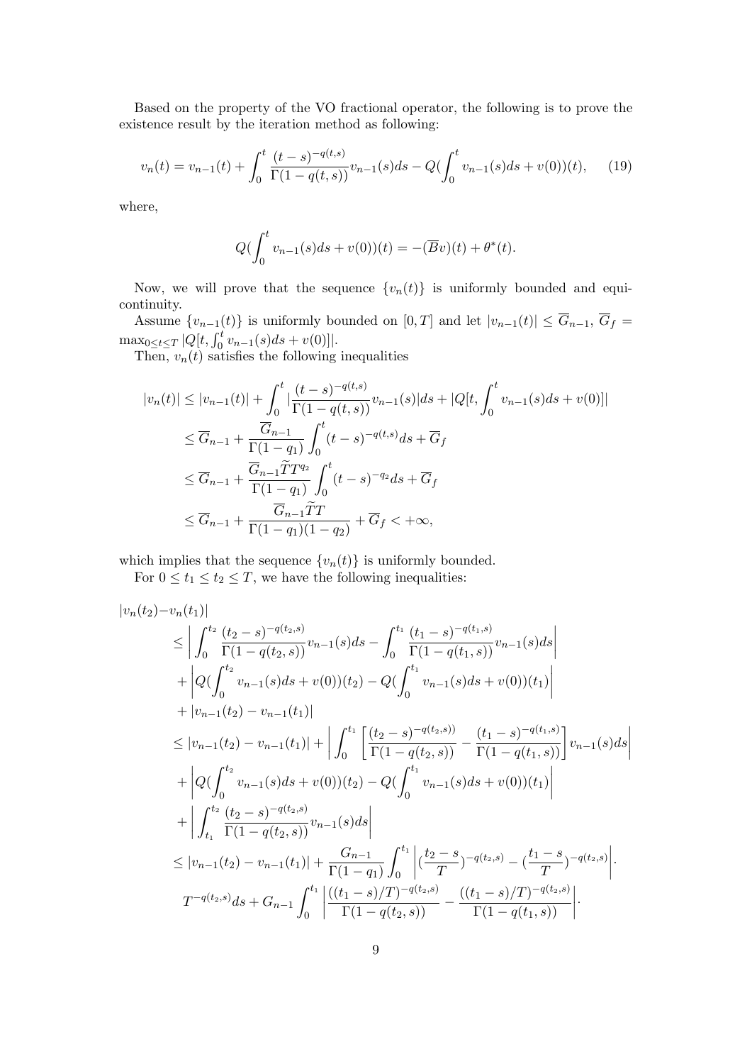Based on the property of the VO fractional operator, the following is to prove the existence result by the iteration method as following:

$$v_n(t) = v_{n-1}(t) + \int_0^t \frac{(t-s)^{-q(t,s)}}{\Gamma(1-q(t,s))} v_{n-1}(s)ds - Q(\int_0^t v_{n-1}(s)ds + v(0))(t), \quad (19)$$

where,

$$Q(\int_0^t v_{n-1}(s)ds + v(0))(t) = -(\overline{B}v)(t) + \theta^*(t).$$

Now, we will prove that the sequence $\{v_n(t)\}$ is uniformly bounded and equicontinuity.

Assume $\{v_{n-1}(t)\}$ is uniformly bounded on $[0, T]$ and let $|v_{n-1}(t)| \le \overline{G}_{n-1}$, $\overline{G}_f = \max_{0\le t\le T} |Q[t, \int_0^t v_{n-1}(s)ds + v(0)]|$.

Then, $v_n(t)$ satisfies the following inequalities

$$\begin{aligned}
|v_n(t)| &\le |v_{n-1}(t)| + \int_0^t |\frac{(t-s)^{-q(t,s)}}{\Gamma(1-q(t,s))} v_{n-1}(s)|ds + |Q[t, \int_0^t v_{n-1}(s)ds + v(0)]| \\
&\le \overline{G}_{n-1} + \frac{\overline{G}_{n-1}}{\Gamma(1-q_1)} \int_0^t (t-s)^{-q(t,s)} ds + \overline{G}_f \\
&\le \overline{G}_{n-1} + \frac{\overline{G}_{n-1}\widetilde{T}T^{q_2}}{\Gamma(1-q_1)} \int_0^t (t-s)^{-q_2} ds + \overline{G}_f \\
&\le \overline{G}_{n-1} + \frac{\overline{G}_{n-1}\widetilde{T}T}{\Gamma(1-q_1)(1-q_2)} + \overline{G}_f < +\infty,
\end{aligned}$$

which implies that the sequence $\{v_n(t)\}$ is uniformly bounded.

For $0 \le t_1 \le t_2 \le T$, we have the following inequalities:

$$\begin{aligned}
&|v_n(t_2) - v_n(t_1)| \\
&\le \left| \int_0^{t_2} \frac{(t_2-s)^{-q(t_2,s)}}{\Gamma(1-q(t_2,s))} v_{n-1}(s)ds - \int_0^{t_1} \frac{(t_1-s)^{-q(t_1,s)}}{\Gamma(1-q(t_1,s))} v_{n-1}(s)ds \right| \\
&\quad + \left| Q(\int_0^{t_2} v_{n-1}(s)ds + v(0))(t_2) - Q(\int_0^{t_1} v_{n-1}(s)ds + v(0))(t_1) \right| \\
&\quad + |v_{n-1}(t_2) - v_{n-1}(t_1)| \\
&\le |v_{n-1}(t_2) - v_{n-1}(t_1)| + \left| \int_0^{t_1} \left[ \frac{(t_2-s)^{-q(t_2,s))}}{\Gamma(1-q(t_2,s))} - \frac{(t_1-s)^{-q(t_1,s)}}{\Gamma(1-q(t_1,s))} \right] v_{n-1}(s)ds \right| \\
&\quad + \left| Q(\int_0^{t_2} v_{n-1}(s)ds + v(0))(t_2) - Q(\int_0^{t_1} v_{n-1}(s)ds + v(0))(t_1) \right| \\
&\quad + \left| \int_{t_1}^{t_2} \frac{(t_2-s)^{-q(t_2,s)}}{\Gamma(1-q(t_2,s))} v_{n-1}(s)ds \right| \\
&\le |v_{n-1}(t_2) - v_{n-1}(t_1)| + \frac{G_{n-1}}{\Gamma(1-q_1)} \int_0^{t_1} \left| (\frac{t_2-s}{T})^{-q(t_2,s)} - (\frac{t_1-s}{T})^{-q(t_2,s)} \right| \cdot \\
&\quad T^{-q(t_2,s)} ds + G_{n-1} \int_0^{t_1} \left| \frac{((t_1-s)/T)^{-q(t_2,s)}}{\Gamma(1-q(t_2,s))} - \frac{((t_1-s)/T)^{-q(t_2,s)}}{\Gamma(1-q(t_1,s))} \right| \cdot
\end{aligned}$$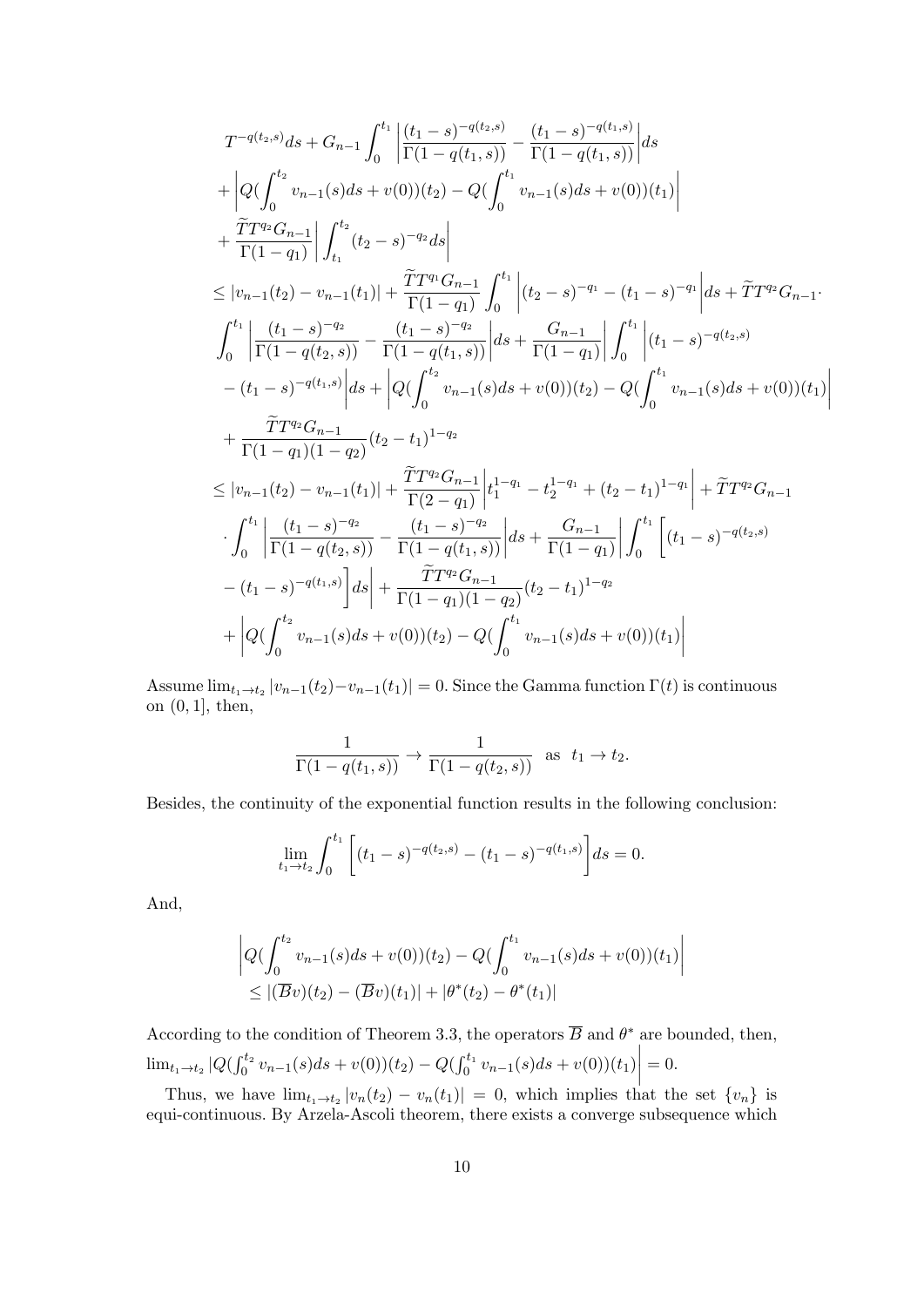$$
\begin{aligned}
& T^{-q(t_2,s)}ds + G_{n-1}\int_0^{t_1}\left|\frac{(t_1-s)^{-q(t_2,s)}}{\Gamma(1-q(t_1,s))} - \frac{(t_1-s)^{-q(t_1,s)}}{\Gamma(1-q(t_1,s))}\right|ds \\
& + \left|Q(\int_0^{t_2} v_{n-1}(s)ds + v(0))(t_2) - Q(\int_0^{t_1} v_{n-1}(s)ds + v(0))(t_1)\right| \\
& + \frac{\widetilde{T}T^{q_2}G_{n-1}}{\Gamma(1-q_1)}\left|\int_{t_1}^{t_2}(t_2-s)^{-q_2}ds\right| \\
\leq & |v_{n-1}(t_2) - v_{n-1}(t_1)| + \frac{\widetilde{T}T^{q_1}G_{n-1}}{\Gamma(1-q_1)}\int_0^{t_1}\left|(t_2-s)^{-q_1} - (t_1-s)^{-q_1}\right|ds + \widetilde{T}T^{q_2}G_{n-1}\cdot \\
& \int_0^{t_1}\left|\frac{(t_1-s)^{-q_2}}{\Gamma(1-q(t_2,s))} - \frac{(t_1-s)^{-q_2}}{\Gamma(1-q(t_1,s))}\right|ds + \frac{G_{n-1}}{\Gamma(1-q_1)}\left|\int_0^{t_1}\right|(t_1-s)^{-q(t_2,s)} \\
& - (t_1-s)^{-q(t_1,s)}\bigg|ds + \left|Q(\int_0^{t_2} v_{n-1}(s)ds + v(0))(t_2) - Q(\int_0^{t_1} v_{n-1}(s)ds + v(0))(t_1)\right| \\
& + \frac{\widetilde{T}T^{q_2}G_{n-1}}{\Gamma(1-q_1)(1-q_2)}(t_2-t_1)^{1-q_2} \\
\leq & |v_{n-1}(t_2) - v_{n-1}(t_1)| + \frac{\widetilde{T}T^{q_2}G_{n-1}}{\Gamma(2-q_1)}\left|t_1^{1-q_1} - t_2^{1-q_1} + (t_2-t_1)^{1-q_1}\right| + \widetilde{T}T^{q_2}G_{n-1} \\
& \cdot\int_0^{t_1}\left|\frac{(t_1-s)^{-q_2}}{\Gamma(1-q(t_2,s))} - \frac{(t_1-s)^{-q_2}}{\Gamma(1-q(t_1,s))}\right|ds + \frac{G_{n-1}}{\Gamma(1-q_1)}\left|\int_0^{t_1}\left[(t_1-s)^{-q(t_2,s)}\right.\right. \\
& \left.\left. - (t_1-s)^{-q(t_1,s)}\right]ds\right| + \frac{\widetilde{T}T^{q_2}G_{n-1}}{\Gamma(1-q_1)(1-q_2)}(t_2-t_1)^{1-q_2} \\
& + \left|Q(\int_0^{t_2} v_{n-1}(s)ds + v(0))(t_2) - Q(\int_0^{t_1} v_{n-1}(s)ds + v(0))(t_1)\right|
\end{aligned}
$$

Assume $\lim_{t_1\to t_2}|v_{n-1}(t_2) - v_{n-1}(t_1)| = 0$. Since the Gamma function $\Gamma(t)$ is continuous on $(0, 1]$, then,

$$
\frac{1}{\Gamma(1-q(t_1,s))} \to \frac{1}{\Gamma(1-q(t_2,s))} \quad \text{as} \quad t_1 \to t_2.
$$

Besides, the continuity of the exponential function results in the following conclusion:

$$
\lim_{t_1\to t_2}\int_0^{t_1}\left[(t_1-s)^{-q(t_2,s)} - (t_1-s)^{-q(t_1,s)}\right]ds = 0.
$$

And,

$$
\begin{aligned}
& \left|Q(\int_0^{t_2} v_{n-1}(s)ds + v(0))(t_2) - Q(\int_0^{t_1} v_{n-1}(s)ds + v(0))(t_1)\right| \\
& \leq |(\overline{B}v)(t_2) - (\overline{B}v)(t_1)| + |\theta^*(t_2) - \theta^*(t_1)|
\end{aligned}
$$

According to the condition of Theorem 3.3, the operators $\overline{B}$ and $\theta^*$ are bounded, then, $\lim_{t_1\to t_2}\left|Q(\int_0^{t_2} v_{n-1}(s)ds + v(0))(t_2) - Q(\int_0^{t_1} v_{n-1}(s)ds + v(0))(t_1)\right| = 0$.

Thus, we have $\lim_{t_1\to t_2}|v_n(t_2) - v_n(t_1)| = 0$, which implies that the set $\{v_n\}$ is equi-continuous. By Arzela-Ascoli theorem, there exists a converge subsequence which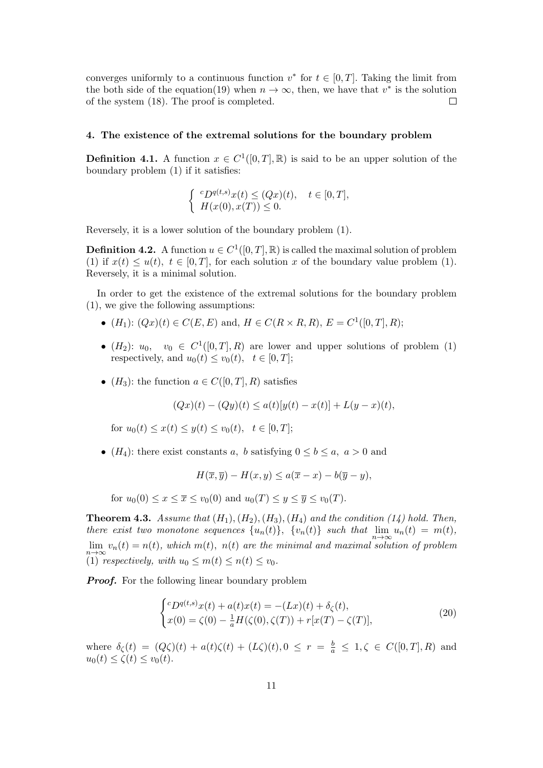converges uniformly to a continuous function $v^*$ for $t \in [0,T]$. Taking the limit from the both side of the equation(19) when $n \to \infty$, then, we have that $v^*$ is the solution of the system (18). The proof is completed. $\square$

### 4. The existence of the extremal solutions for the boundary problem

**Definition 4.1.** A function $x \in C^1([0,T], \mathbb{R})$ is said to be an upper solution of the boundary problem (1) if it satisfies:

$$\begin{cases} {}^cD^{q(t,s)}x(t) \leq (Qx)(t), \quad t \in [0,T], \\ H(x(0), x(T)) \leq 0. \end{cases}$$

Reversely, it is a lower solution of the boundary problem (1).

**Definition 4.2.** A function $u \in C^1([0,T], \mathbb{R})$ is called the maximal solution of problem (1) if $x(t) \leq u(t),\ t \in [0,T]$, for each solution $x$ of the boundary value problem (1). Reversely, it is a minimal solution.

In order to get the existence of the extremal solutions for the boundary problem (1), we give the following assumptions:

- $(H_1)$: $(Qx)(t) \in C(E,E)$ and, $H \in C(R \times R, R)$, $E = C^1([0,T], R)$;
- $(H_2)$: $u_0,\ \ v_0 \in C^1([0,T], R)$ are lower and upper solutions of problem (1) respectively, and $u_0(t) \leq v_0(t), \ \ t \in [0,T]$;
- $(H_3)$: the function $a \in C([0,T], R)$ satisfies

$$(Qx)(t) - (Qy)(t) \leq a(t)[y(t) - x(t)] + L(y-x)(t),$$

  for $u_0(t) \leq x(t) \leq y(t) \leq v_0(t), \ \ t \in [0,T]$;
- $(H_4)$: there exist constants $a,\ b$ satisfying $0 \leq b \leq a,\ a > 0$ and

$$H(\overline{x}, \overline{y}) - H(x,y) \leq a(\overline{x} - x) - b(\overline{y} - y),$$

  for $u_0(0) \leq x \leq \overline{x} \leq v_0(0)$ and $u_0(T) \leq y \leq \overline{y} \leq v_0(T)$.

**Theorem 4.3.** *Assume that $(H_1), (H_2), (H_3), (H_4)$ and the condition (14) hold. Then, there exist two monotone sequences $\{u_n(t)\},\ \{v_n(t)\}$ such that $\lim_{n\to\infty} u_n(t) = m(t)$, $\lim_{n\to\infty} v_n(t) = n(t)$, which $m(t),\ n(t)$ are the minimal and maximal solution of problem (1) respectively, with $u_0 \leq m(t) \leq n(t) \leq v_0$.*

***Proof.*** For the following linear boundary problem

$$\begin{cases} {}^cD^{q(t,s)}x(t) + a(t)x(t) = -(Lx)(t) + \delta_\zeta(t), \\ x(0) = \zeta(0) - \frac{1}{a}H(\zeta(0), \zeta(T)) + r[x(T) - \zeta(T)], \end{cases} \tag{20}$$

where $\delta_\zeta(t) = (Q\zeta)(t) + a(t)\zeta(t) + (L\zeta)(t), 0 \leq r = \frac{b}{a} \leq 1, \zeta \in C([0,T], R)$ and $u_0(t) \leq \zeta(t) \leq v_0(t)$.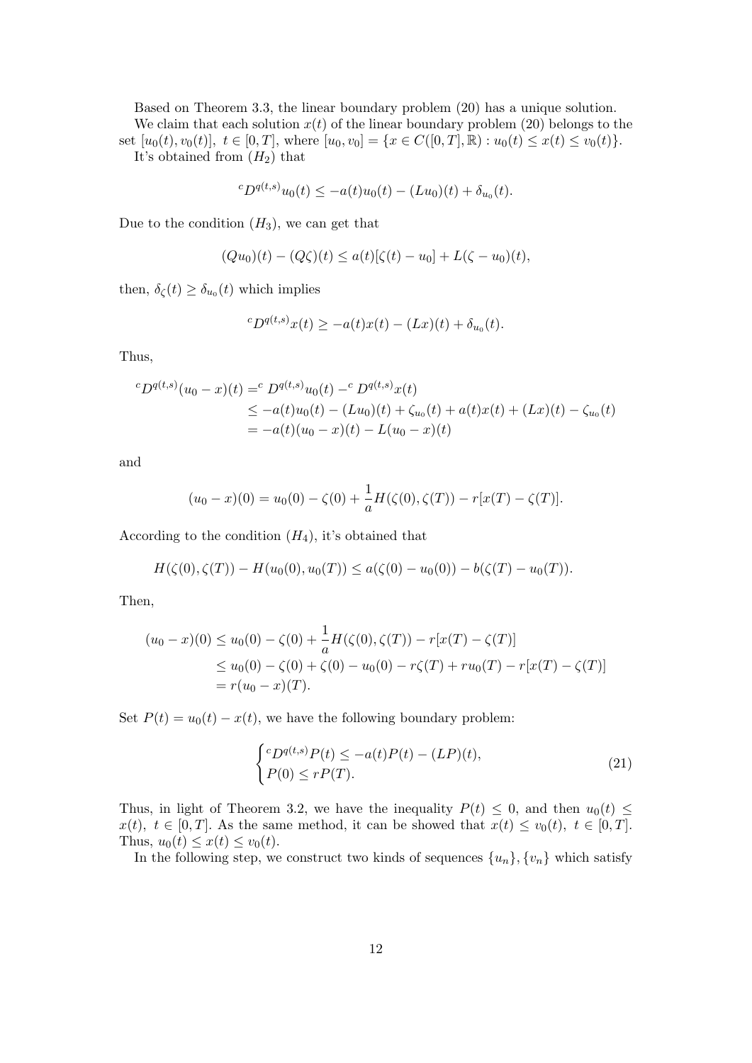Based on Theorem 3.3, the linear boundary problem (20) has a unique solution.

We claim that each solution $x(t)$ of the linear boundary problem (20) belongs to the set $[u_0(t), v_0(t)],\ t \in [0,T]$, where $[u_0, v_0] = \{x \in C([0,T], \mathbb{R}) : u_0(t) \leq x(t) \leq v_0(t)\}$.

It's obtained from $(H_2)$ that

$$
{}^{c}D^{q(t,s)} u_0(t) \leq -a(t)u_0(t) - (Lu_0)(t) + \delta_{u_0}(t).
$$

Due to the condition $(H_3)$, we can get that

$$
(Qu_0)(t) - (Q\zeta)(t) \leq a(t)[\zeta(t) - u_0] + L(\zeta - u_0)(t),
$$

then, $\delta_\zeta(t) \geq \delta_{u_0}(t)$ which implies

$$
{}^{c}D^{q(t,s)} x(t) \geq -a(t)x(t) - (Lx)(t) + \delta_{u_0}(t).
$$

Thus,

$$
\begin{aligned}
{}^{c}D^{q(t,s)}(u_0 - x)(t) &= {}^{c}D^{q(t,s)} u_0(t) - {}^{c}D^{q(t,s)} x(t) \\
&\leq -a(t)u_0(t) - (Lu_0)(t) + \zeta_{u_0}(t) + a(t)x(t) + (Lx)(t) - \zeta_{u_0}(t) \\
&= -a(t)(u_0 - x)(t) - L(u_0 - x)(t)
\end{aligned}
$$

and

$$
(u_0 - x)(0) = u_0(0) - \zeta(0) + \frac{1}{a} H(\zeta(0), \zeta(T)) - r[x(T) - \zeta(T)].
$$

According to the condition $(H_4)$, it's obtained that

$$
H(\zeta(0), \zeta(T)) - H(u_0(0), u_0(T)) \leq a(\zeta(0) - u_0(0)) - b(\zeta(T) - u_0(T)).
$$

Then,

$$
\begin{aligned}
(u_0 - x)(0) &\leq u_0(0) - \zeta(0) + \frac{1}{a} H(\zeta(0), \zeta(T)) - r[x(T) - \zeta(T)] \\
&\leq u_0(0) - \zeta(0) + \zeta(0) - u_0(0) - r\zeta(T) + r u_0(T) - r[x(T) - \zeta(T)] \\
&= r(u_0 - x)(T).
\end{aligned}
$$

Set $P(t) = u_0(t) - x(t)$, we have the following boundary problem:

$$
\begin{cases}
{}^{c}D^{q(t,s)} P(t) \leq -a(t)P(t) - (LP)(t), \\
P(0) \leq rP(T).
\end{cases} \tag{21}
$$

Thus, in light of Theorem 3.2, we have the inequality $P(t) \leq 0$, and then $u_0(t) \leq x(t),\ t \in [0,T]$. As the same method, it can be showed that $x(t) \leq v_0(t),\ t \in [0,T]$. Thus, $u_0(t) \leq x(t) \leq v_0(t)$.

In the following step, we construct two kinds of sequences $\{u_n\}, \{v_n\}$ which satisfy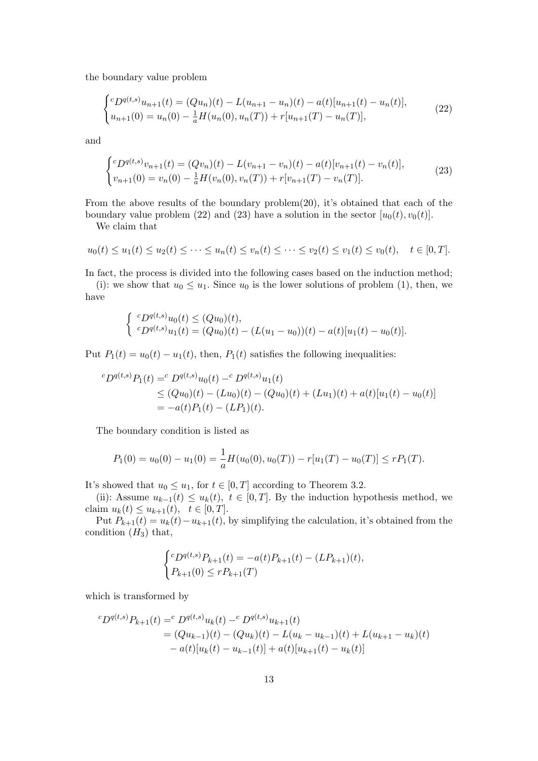the boundary value problem

$$
\begin{cases}
{}^cD^{q(t,s)}u_{n+1}(t) = (Qu_n)(t) - L(u_{n+1} - u_n)(t) - a(t)[u_{n+1}(t) - u_n(t)], \\
u_{n+1}(0) = u_n(0) - \frac{1}{a}H(u_n(0), u_n(T)) + r[u_{n+1}(T) - u_n(T)],
\end{cases}
\tag{22}
$$

and

$$
\begin{cases}
{}^cD^{q(t,s)}v_{n+1}(t) = (Qv_n)(t) - L(v_{n+1} - v_n)(t) - a(t)[v_{n+1}(t) - v_n(t)], \\
v_{n+1}(0) = v_n(0) - \frac{1}{a}H(v_n(0), v_n(T)) + r[v_{n+1}(T) - v_n(T)].
\end{cases}
\tag{23}
$$

From the above results of the boundary problem(20), it's obtained that each of the boundary value problem (22) and (23) have a solution in the sector $[u_0(t), v_0(t)]$.

We claim that

$$
u_0(t) \le u_1(t) \le u_2(t) \le \cdots \le u_n(t) \le v_n(t) \le \cdots \le v_2(t) \le v_1(t) \le v_0(t), \quad t \in [0, T].
$$

In fact, the process is divided into the following cases based on the induction method;

(i): we show that $u_0 \le u_1$. Since $u_0$ is the lower solutions of problem (1), then, we have

$$
\begin{cases}
{}^cD^{q(t,s)}u_0(t) \le (Qu_0)(t), \\
{}^cD^{q(t,s)}u_1(t) = (Qu_0)(t) - (L(u_1 - u_0))(t) - a(t)[u_1(t) - u_0(t)].
\end{cases}
$$

Put $P_1(t) = u_0(t) - u_1(t)$, then, $P_1(t)$ satisfies the following inequalities:

$$
\begin{aligned}
{}^cD^{q(t,s)}P_1(t) &= {}^cD^{q(t,s)}u_0(t) - {}^cD^{q(t,s)}u_1(t) \\
&\le (Qu_0)(t) - (Lu_0)(t) - (Qu_0)(t) + (Lu_1)(t) + a(t)[u_1(t) - u_0(t)] \\
&= -a(t)P_1(t) - (LP_1)(t).
\end{aligned}
$$

The boundary condition is listed as

$$
P_1(0) = u_0(0) - u_1(0) = \frac{1}{a}H(u_0(0), u_0(T)) - r[u_1(T) - u_0(T)] \le rP_1(T).
$$

It's showed that $u_0 \le u_1$, for $t \in [0, T]$ according to Theorem 3.2.

(ii): Assume $u_{k-1}(t) \le u_k(t)$, $t \in [0, T]$. By the induction hypothesis method, we claim $u_k(t) \le u_{k+1}(t)$, $t \in [0, T]$.

Put $P_{k+1}(t) = u_k(t) - u_{k+1}(t)$, by simplifying the calculation, it's obtained from the condition $(H_3)$ that,

$$
\begin{cases}
{}^cD^{q(t,s)}P_{k+1}(t) = -a(t)P_{k+1}(t) - (LP_{k+1})(t), \\
P_{k+1}(0) \le rP_{k+1}(T)
\end{cases}
$$

which is transformed by

$$
\begin{aligned}
{}^cD^{q(t,s)}P_{k+1}(t) &= {}^cD^{q(t,s)}u_k(t) - {}^cD^{q(t,s)}u_{k+1}(t) \\
&= (Qu_{k-1})(t) - (Qu_k)(t) - L(u_k - u_{k-1})(t) + L(u_{k+1} - u_k)(t) \\
&\quad - a(t)[u_k(t) - u_{k-1}(t)] + a(t)[u_{k+1}(t) - u_k(t)]
\end{aligned}
$$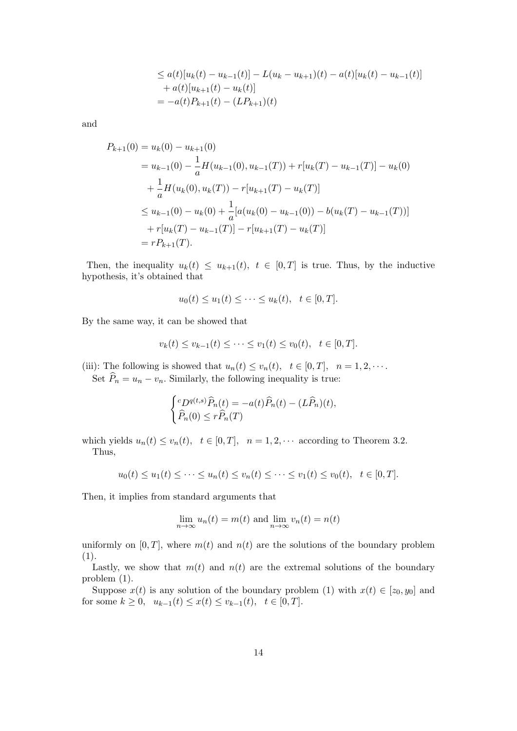$$
\begin{aligned}
&\leq a(t)[u_k(t) - u_{k-1}(t)] - L(u_k - u_{k+1})(t) - a(t)[u_k(t) - u_{k-1}(t)] \\
&\quad + a(t)[u_{k+1}(t) - u_k(t)] \\
&= -a(t)P_{k+1}(t) - (LP_{k+1})(t)
\end{aligned}
$$

and

$$
\begin{aligned}
P_{k+1}(0) &= u_k(0) - u_{k+1}(0) \\
&= u_{k-1}(0) - \frac{1}{a}H(u_{k-1}(0), u_{k-1}(T)) + r[u_k(T) - u_{k-1}(T)] - u_k(0) \\
&\quad + \frac{1}{a}H(u_k(0), u_k(T)) - r[u_{k+1}(T) - u_k(T)] \\
&\leq u_{k-1}(0) - u_k(0) + \frac{1}{a}[a(u_k(0) - u_{k-1}(0)) - b(u_k(T) - u_{k-1}(T))] \\
&\quad + r[u_k(T) - u_{k-1}(T)] - r[u_{k+1}(T) - u_k(T)] \\
&= rP_{k+1}(T).
\end{aligned}
$$

Then, the inequality $u_k(t) \leq u_{k+1}(t), \ t \in [0, T]$ is true. Thus, by the inductive hypothesis, it's obtained that

$$
u_0(t) \leq u_1(t) \leq \cdots \leq u_k(t), \quad t \in [0, T].
$$

By the same way, it can be showed that

$$
v_k(t) \leq v_{k-1}(t) \leq \cdots \leq v_1(t) \leq v_0(t), \quad t \in [0, T].
$$

(iii): The following is showed that $u_n(t) \leq v_n(t), \quad t \in [0, T], \quad n = 1, 2, \cdots$.

Set $\widehat{P}_n = u_n - v_n$. Similarly, the following inequality is true:

$$
\begin{cases}
{}^{c}D^{q(t,s)}\widehat{P}_n(t) = -a(t)\widehat{P}_n(t) - (L\widehat{P}_n)(t), \\
\widehat{P}_n(0) \leq r\widehat{P}_n(T)
\end{cases}
$$

which yields $u_n(t) \leq v_n(t), \quad t \in [0, T], \quad n = 1, 2, \cdots$ according to Theorem 3.2.

Thus,

$$
u_0(t) \leq u_1(t) \leq \cdots \leq u_n(t) \leq v_n(t) \leq \cdots \leq v_1(t) \leq v_0(t), \quad t \in [0, T].
$$

Then, it implies from standard arguments that

$$
\lim_{n \to \infty} u_n(t) = m(t) \text{ and } \lim_{n \to \infty} v_n(t) = n(t)
$$

uniformly on $[0, T]$, where $m(t)$ and $n(t)$ are the solutions of the boundary problem (1).

Lastly, we show that $m(t)$ and $n(t)$ are the extremal solutions of the boundary problem (1).

Suppose $x(t)$ is any solution of the boundary problem (1) with $x(t) \in [z_0, y_0]$ and for some $k \geq 0, \quad u_{k-1}(t) \leq x(t) \leq v_{k-1}(t), \quad t \in [0, T]$.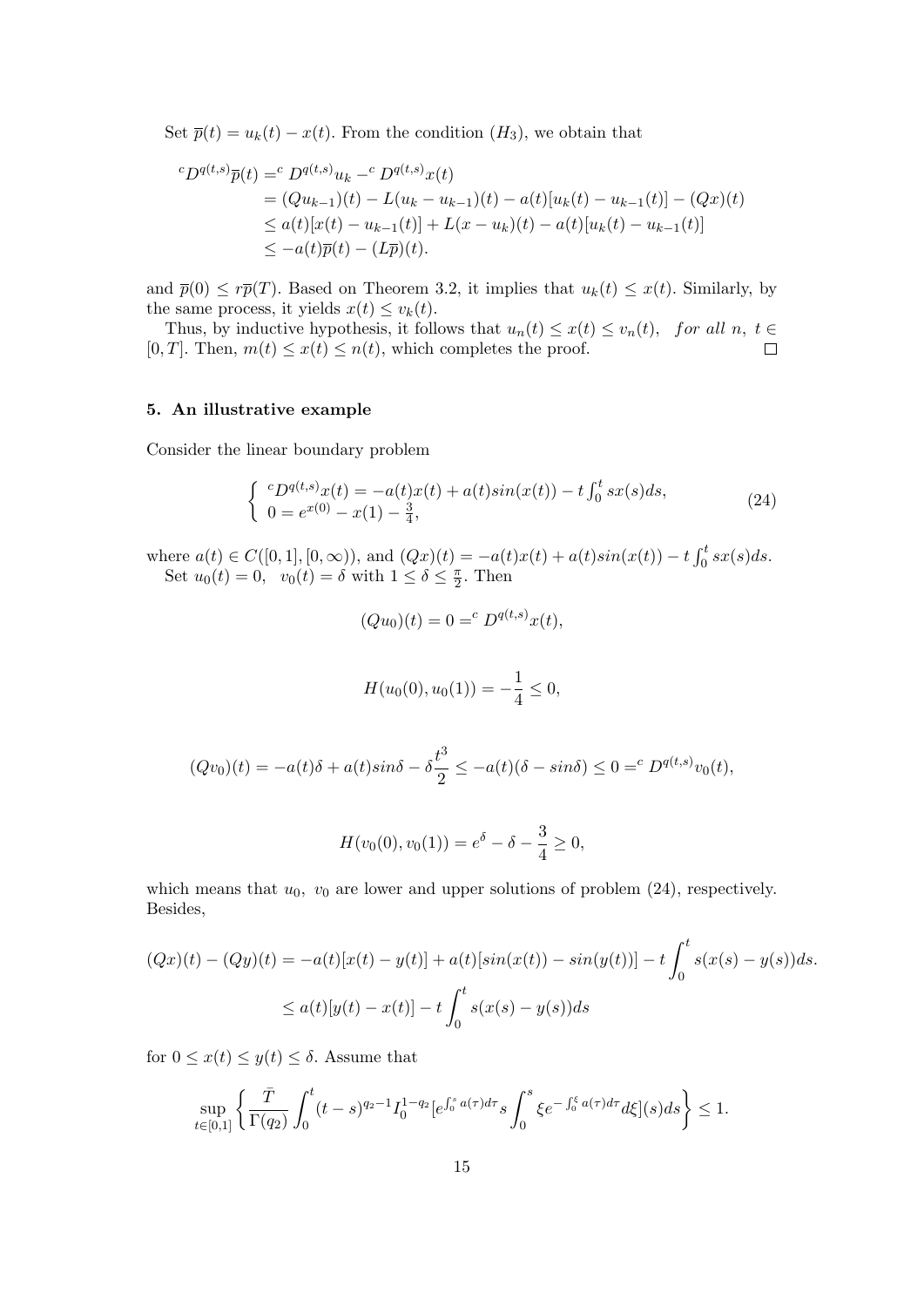Set $\overline{p}(t) = u_k(t) - x(t)$. From the condition $(H_3)$, we obtain that

$$
\begin{aligned}
{}^cD^{q(t,s)}\overline{p}(t) &= {}^c D^{q(t,s)}u_k - {}^c D^{q(t,s)}x(t) \\
&= (Qu_{k-1})(t) - L(u_k - u_{k-1})(t) - a(t)[u_k(t) - u_{k-1}(t)] - (Qx)(t) \\
&\le a(t)[x(t) - u_{k-1}(t)] + L(x - u_k)(t) - a(t)[u_k(t) - u_{k-1}(t)] \\
&\le -a(t)\overline{p}(t) - (L\overline{p})(t).
\end{aligned}
$$

and $\overline{p}(0) \le r\overline{p}(T)$. Based on Theorem 3.2, it implies that $u_k(t) \le x(t)$. Similarly, by the same process, it yields $x(t) \le v_k(t)$.

Thus, by inductive hypothesis, it follows that $u_n(t) \le x(t) \le v_n(t)$, *for all* $n$, $t \in [0, T]$. Then, $m(t) \le x(t) \le n(t)$, which completes the proof. $\square$

## 5. An illustrative example

Consider the linear boundary problem

$$
\begin{cases} {}^cD^{q(t,s)}x(t) = -a(t)x(t) + a(t)sin(x(t)) - t\int_0^t sx(s)ds, \\ 0 = e^{x(0)} - x(1) - \frac{3}{4}, \end{cases} \tag{24}
$$

where $a(t) \in C([0,1],[0,\infty))$, and $(Qx)(t) = -a(t)x(t) + a(t)sin(x(t)) - t\int_0^t sx(s)ds$.
Set $u_0(t) = 0$, $v_0(t) = \delta$ with $1 \le \delta \le \frac{\pi}{2}$. Then

$$
(Qu_0)(t) = 0 = {}^c D^{q(t,s)}x(t),
$$

$$
H(u_0(0), u_0(1)) = -\frac{1}{4} \le 0,
$$

$$
(Qv_0)(t) = -a(t)\delta + a(t)sin\delta - \delta\frac{t^3}{2} \le -a(t)(\delta - sin\delta) \le 0 = {}^c D^{q(t,s)}v_0(t),
$$

$$
H(v_0(0), v_0(1)) = e^{\delta} - \delta - \frac{3}{4} \ge 0,
$$

which means that $u_0$, $v_0$ are lower and upper solutions of problem (24), respectively. Besides,

$$
\begin{aligned}
(Qx)(t) - (Qy)(t) &= -a(t)[x(t) - y(t)] + a(t)[sin(x(t)) - sin(y(t))] - t\int_0^t s(x(s) - y(s))ds. \\
&\le a(t)[y(t) - x(t)] - t\int_0^t s(x(s) - y(s))ds
\end{aligned}
$$

for $0 \le x(t) \le y(t) \le \delta$. Assume that

$$
\sup_{t\in[0,1]} \left\{ \frac{\bar{T}}{\Gamma(q_2)} \int_0^t (t-s)^{q_2-1} I_0^{1-q_2}[e^{\int_0^s a(\tau)d\tau} s \int_0^s \xi e^{-\int_0^{\xi} a(\tau)d\tau} d\xi](s)ds \right\} \le 1.
$$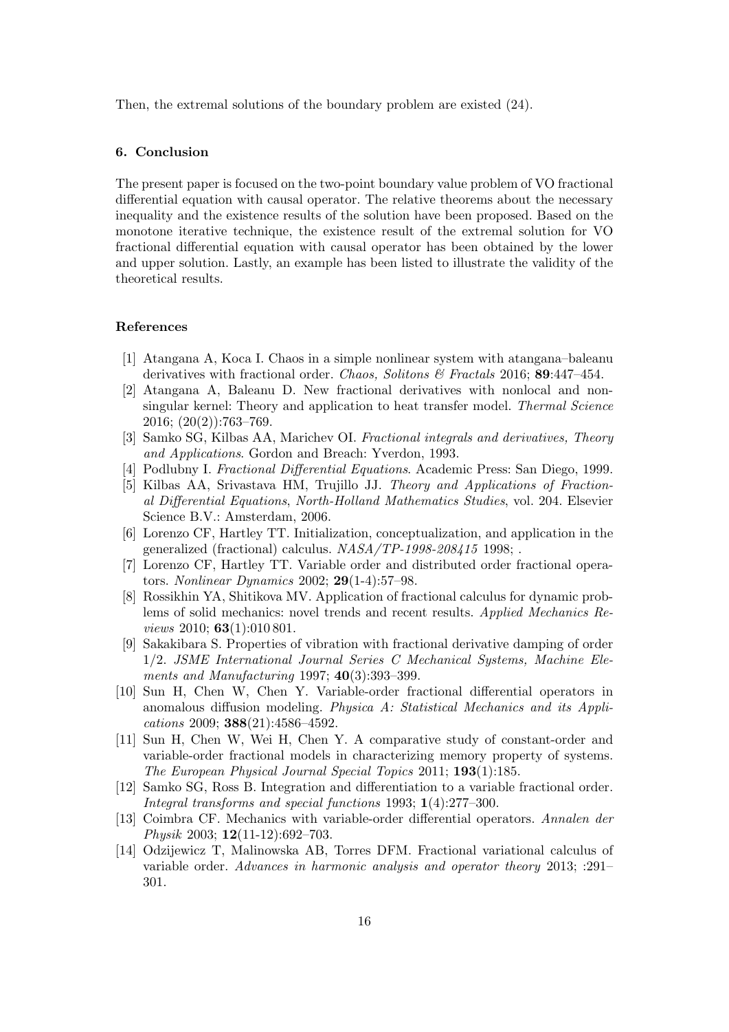Then, the extremal solutions of the boundary problem are existed (24).

## 6. Conclusion

The present paper is focused on the two-point boundary value problem of VO fractional differential equation with causal operator. The relative theorems about the necessary inequality and the existence results of the solution have been proposed. Based on the monotone iterative technique, the existence result of the extremal solution for VO fractional differential equation with causal operator has been obtained by the lower and upper solution. Lastly, an example has been listed to illustrate the validity of the theoretical results.

## References

[1] Atangana A, Koca I. Chaos in a simple nonlinear system with atangana–baleanu derivatives with fractional order. *Chaos, Solitons & Fractals* 2016; **89**:447–454.

[2] Atangana A, Baleanu D. New fractional derivatives with nonlocal and non-singular kernel: Theory and application to heat transfer model. *Thermal Science* 2016; (20(2)):763–769.

[3] Samko SG, Kilbas AA, Marichev OI. *Fractional integrals and derivatives, Theory and Applications*. Gordon and Breach: Yverdon, 1993.

[4] Podlubny I. *Fractional Differential Equations*. Academic Press: San Diego, 1999.

[5] Kilbas AA, Srivastava HM, Trujillo JJ. *Theory and Applications of Fractional Differential Equations*, *North-Holland Mathematics Studies*, vol. 204. Elsevier Science B.V.: Amsterdam, 2006.

[6] Lorenzo CF, Hartley TT. Initialization, conceptualization, and application in the generalized (fractional) calculus. *NASA/TP-1998-208415* 1998; .

[7] Lorenzo CF, Hartley TT. Variable order and distributed order fractional operators. *Nonlinear Dynamics* 2002; **29**(1-4):57–98.

[8] Rossikhin YA, Shitikova MV. Application of fractional calculus for dynamic problems of solid mechanics: novel trends and recent results. *Applied Mechanics Reviews* 2010; **63**(1):010 801.

[9] Sakakibara S. Properties of vibration with fractional derivative damping of order 1/2. *JSME International Journal Series C Mechanical Systems, Machine Elements and Manufacturing* 1997; **40**(3):393–399.

[10] Sun H, Chen W, Chen Y. Variable-order fractional differential operators in anomalous diffusion modeling. *Physica A: Statistical Mechanics and its Applications* 2009; **388**(21):4586–4592.

[11] Sun H, Chen W, Wei H, Chen Y. A comparative study of constant-order and variable-order fractional models in characterizing memory property of systems. *The European Physical Journal Special Topics* 2011; **193**(1):185.

[12] Samko SG, Ross B. Integration and differentiation to a variable fractional order. *Integral transforms and special functions* 1993; **1**(4):277–300.

[13] Coimbra CF. Mechanics with variable-order differential operators. *Annalen der Physik* 2003; **12**(11-12):692–703.

[14] Odzijewicz T, Malinowska AB, Torres DFM. Fractional variational calculus of variable order. *Advances in harmonic analysis and operator theory* 2013; :291–301.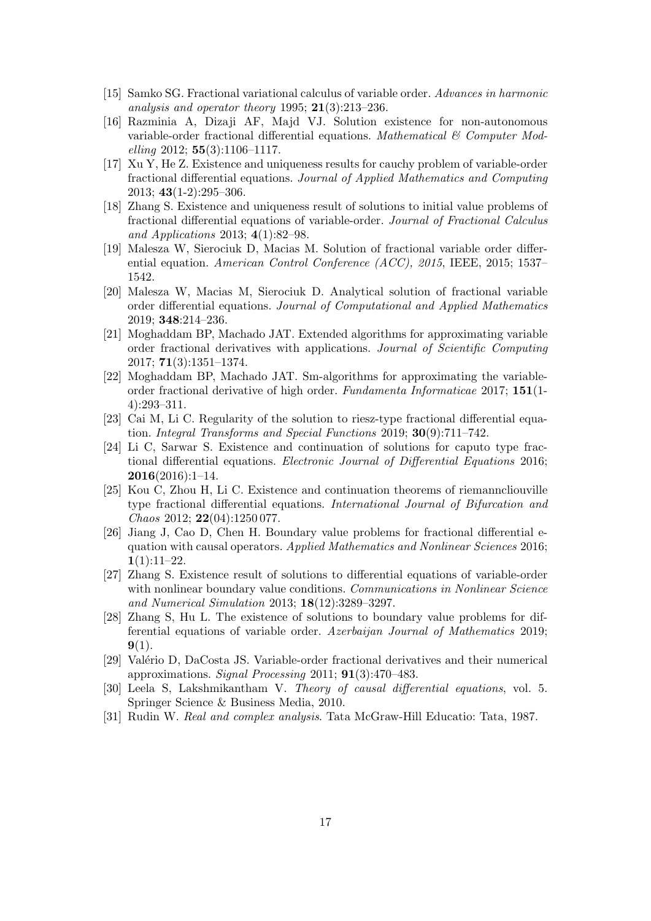[15] Samko SG. Fractional variational calculus of variable order. *Advances in harmonic analysis and operator theory* 1995; **21**(3):213–236.

[16] Razminia A, Dizaji AF, Majd VJ. Solution existence for non-autonomous variable-order fractional differential equations. *Mathematical & Computer Modelling* 2012; **55**(3):1106–1117.

[17] Xu Y, He Z. Existence and uniqueness results for cauchy problem of variable-order fractional differential equations. *Journal of Applied Mathematics and Computing* 2013; **43**(1-2):295–306.

[18] Zhang S. Existence and uniqueness result of solutions to initial value problems of fractional differential equations of variable-order. *Journal of Fractional Calculus and Applications* 2013; **4**(1):82–98.

[19] Malesza W, Sierociuk D, Macias M. Solution of fractional variable order differential equation. *American Control Conference (ACC), 2015*, IEEE, 2015; 1537–1542.

[20] Malesza W, Macias M, Sierociuk D. Analytical solution of fractional variable order differential equations. *Journal of Computational and Applied Mathematics* 2019; **348**:214–236.

[21] Moghaddam BP, Machado JAT. Extended algorithms for approximating variable order fractional derivatives with applications. *Journal of Scientific Computing* 2017; **71**(3):1351–1374.

[22] Moghaddam BP, Machado JAT. Sm-algorithms for approximating the variable-order fractional derivative of high order. *Fundamenta Informaticae* 2017; **151**(1-4):293–311.

[23] Cai M, Li C. Regularity of the solution to riesz-type fractional differential equation. *Integral Transforms and Special Functions* 2019; **30**(9):711–742.

[24] Li C, Sarwar S. Existence and continuation of solutions for caputo type fractional differential equations. *Electronic Journal of Differential Equations* 2016; **2016**(2016):1–14.

[25] Kou C, Zhou H, Li C. Existence and continuation theorems of riemannclouville type fractional differential equations. *International Journal of Bifurcation and Chaos* 2012; **22**(04):1250 077.

[26] Jiang J, Cao D, Chen H. Boundary value problems for fractional differential equation with causal operators. *Applied Mathematics and Nonlinear Sciences* 2016; **1**(1):11–22.

[27] Zhang S. Existence result of solutions to differential equations of variable-order with nonlinear boundary value conditions. *Communications in Nonlinear Science and Numerical Simulation* 2013; **18**(12):3289–3297.

[28] Zhang S, Hu L. The existence of solutions to boundary value problems for differential equations of variable order. *Azerbaijan Journal of Mathematics* 2019; **9**(1).

[29] Valério D, DaCosta JS. Variable-order fractional derivatives and their numerical approximations. *Signal Processing* 2011; **91**(3):470–483.

[30] Leela S, Lakshmikantham V. *Theory of causal differential equations*, vol. 5. Springer Science & Business Media, 2010.

[31] Rudin W. *Real and complex analysis*. Tata McGraw-Hill Educatio: Tata, 1987.